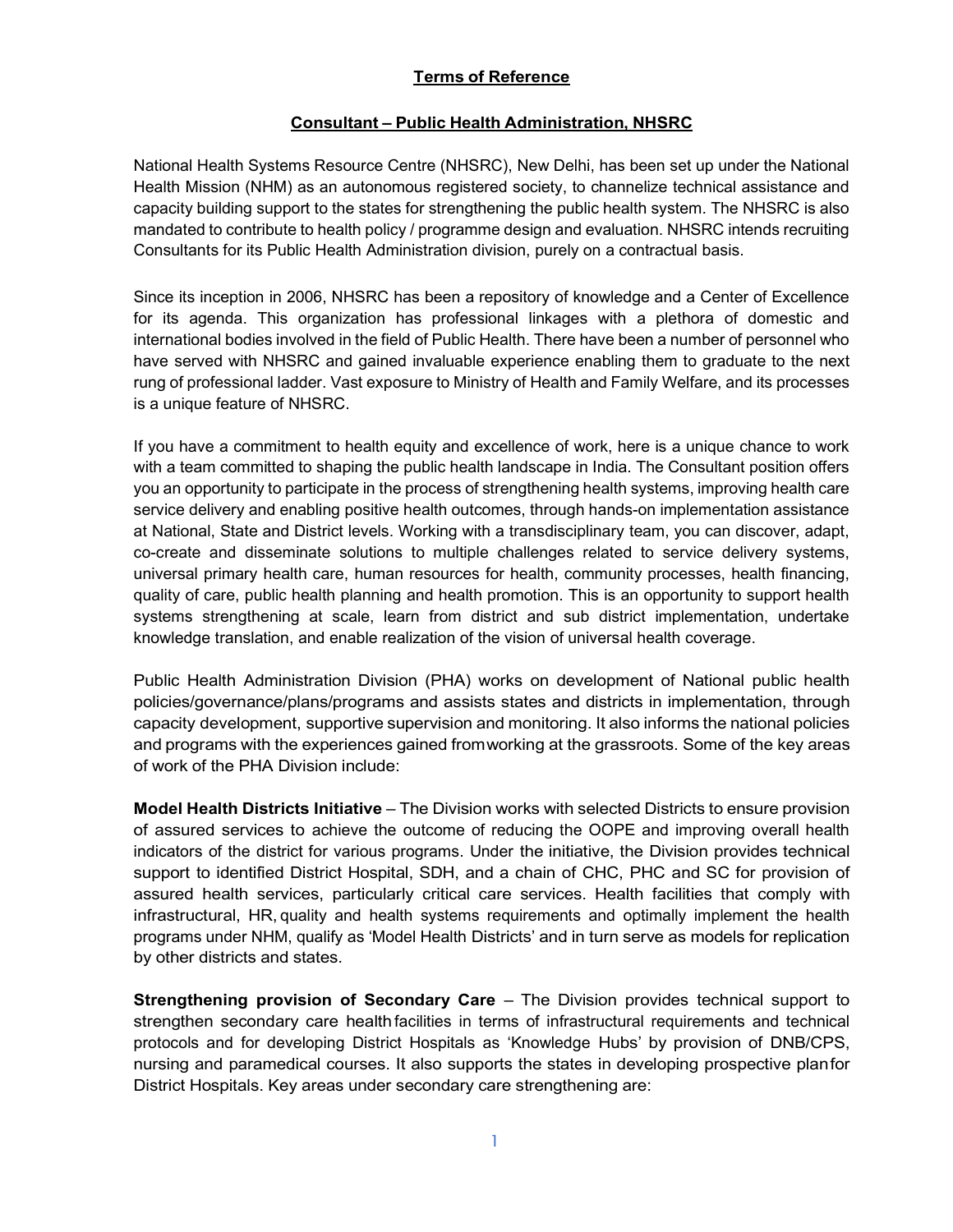# Terms of Reference

## Consultant – Public Health Administration, NHSRC

National Health Systems Resource Centre (NHSRC), New Delhi, has been set up under the National Health Mission (NHM) as an autonomous registered society, to channelize technical assistance and capacity building support to the states for strengthening the public health system. The NHSRC is also mandated to contribute to health policy / programme design and evaluation. NHSRC intends recruiting Consultants for its Public Health Administration division, purely on a contractual basis.

Since its inception in 2006, NHSRC has been a repository of knowledge and a Center of Excellence for its agenda. This organization has professional linkages with a plethora of domestic and international bodies involved in the field of Public Health. There have been a number of personnel who have served with NHSRC and gained invaluable experience enabling them to graduate to the next rung of professional ladder. Vast exposure to Ministry of Health and Family Welfare, and its processes is a unique feature of NHSRC.

If you have a commitment to health equity and excellence of work, here is a unique chance to work with a team committed to shaping the public health landscape in India. The Consultant position offers you an opportunity to participate in the process of strengthening health systems, improving health care service delivery and enabling positive health outcomes, through hands-on implementation assistance at National, State and District levels. Working with a transdisciplinary team, you can discover, adapt, co-create and disseminate solutions to multiple challenges related to service delivery systems, universal primary health care, human resources for health, community processes, health financing, quality of care, public health planning and health promotion. This is an opportunity to support health systems strengthening at scale, learn from district and sub district implementation, undertake knowledge translation, and enable realization of the vision of universal health coverage.

Public Health Administration Division (PHA) works on development of National public health policies/governance/plans/programs and assists states and districts in implementation, through capacity development, supportive supervision and monitoring. It also informs the national policies and programs with the experiences gained fromworking at the grassroots. Some of the key areas of work of the PHA Division include:

**Model Health Districts Initiative** – The Division works with selected Districts to ensure provision of assured services to achieve the outcome of reducing the OOPE and improving overall health indicators of the district for various programs. Under the initiative, the Division provides technical support to identified District Hospital, SDH, and a chain of CHC, PHC and SC for provision of assured health services, particularly critical care services. Health facilities that comply with infrastructural, HR, quality and health systems requirements and optimally implement the health programs under NHM, qualify as 'Model Health Districts' and in turn serve as models for replication by other districts and states.

**Strengthening provision of Secondary Care** – The Division provides technical support to strengthen secondary care health facilities in terms of infrastructural requirements and technical protocols and for developing District Hospitals as 'Knowledge Hubs' by provision of DNB/CPS, nursing and paramedical courses. It also supports the states in developing prospective planfor District Hospitals. Key areas under secondary care strengthening are: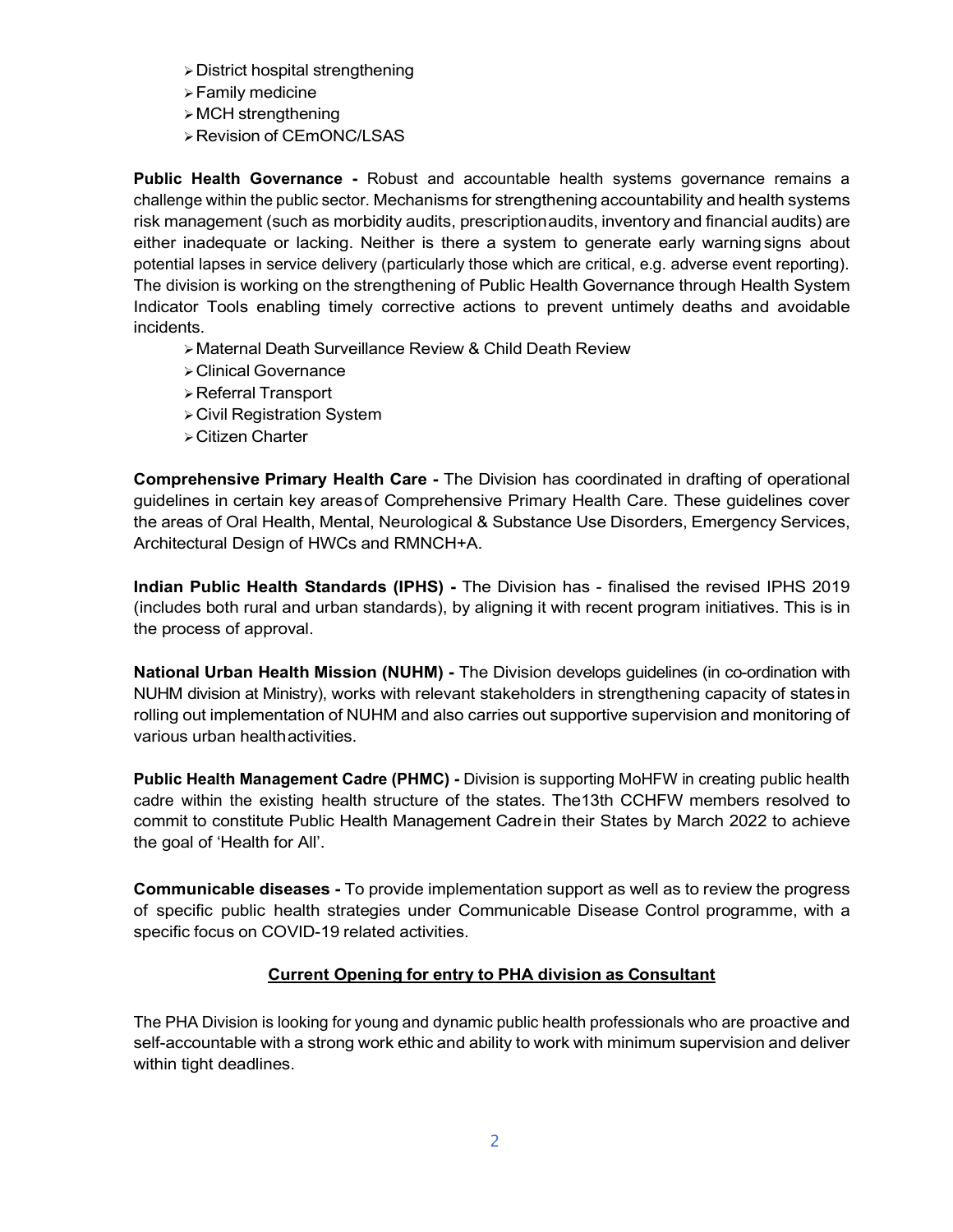- District hospital strengthening
- Family medicine
- MCH strengthening
- Revision of CEmONC/LSAS

**Public Health Governance -** Robust and accountable health systems governance remains a challenge within the public sector. Mechanisms for strengthening accountability and health systems risk management (such as morbidity audits, prescription audits, inventory and financial audits) are either inadequate or lacking. Neither is there a system to generate early warning signs about potential lapses in service delivery (particularly those which are critical, e.g. adverse event reporting). The division is working on the strengthening of Public Health Governance through Health System Indicator Tools enabling timely corrective actions to prevent untimely deaths and avoidable incidents.

- Maternal Death Surveillance Review & Child Death Review
- Clinical Governance
- Referral Transport
- Civil Registration System
- Citizen Charter

**Comprehensive Primary Health Care -** The Division has coordinated in drafting of operational guidelines in certain key areas of Comprehensive Primary Health Care. These guidelines cover the areas of Oral Health, Mental, Neurological & Substance Use Disorders, Emergency Services, Architectural Design of HWCs and RMNCH+A.

**Indian Public Health Standards (IPHS) -** The Division has - finalised the revised IPHS 2019 (includes both rural and urban standards), by aligning it with recent program initiatives. This is in the process of approval.

**National Urban Health Mission (NUHM) -** The Division develops guidelines (in co-ordination with NUHM division at Ministry), works with relevant stakeholders in strengthening capacity of states in rolling out implementation of NUHM and also carries out supportive supervision and monitoring of various urban health activities.

**Public Health Management Cadre (PHMC) -** Division is supporting MoHFW in creating public health cadre within the existing health structure of the states. The 13th CCHFW members resolved to commit to constitute Public Health Management Cadre in their States by March 2022 to achieve the goal of 'Health for All'.

**Communicable diseases -** To provide implementation support as well as to review the progress of specific public health strategies under Communicable Disease Control programme, with a specific focus on COVID-19 related activities.

## Current Opening for entry to PHA division as Consultant

The PHA Division is looking for young and dynamic public health professionals who are proactive and self-accountable with a strong work ethic and ability to work with minimum supervision and deliver within tight deadlines.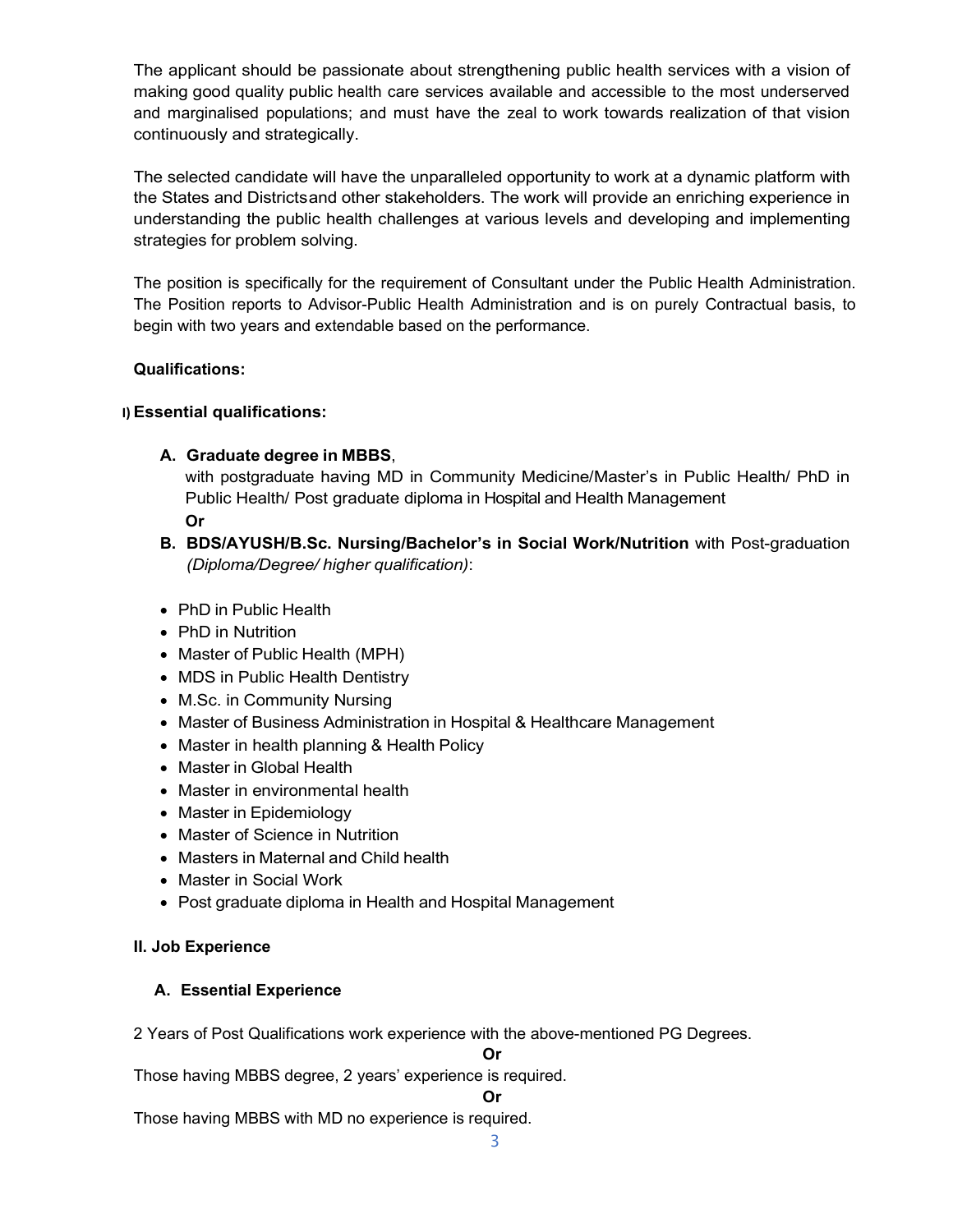The applicant should be passionate about strengthening public health services with a vision of making good quality public health care services available and accessible to the most underserved and marginalised populations; and must have the zeal to work towards realization of that vision continuously and strategically.

The selected candidate will have the unparalleled opportunity to work at a dynamic platform with the States and Districtsand other stakeholders. The work will provide an enriching experience in understanding the public health challenges at various levels and developing and implementing strategies for problem solving.

The position is specifically for the requirement of Consultant under the Public Health Administration. The Position reports to Advisor-Public Health Administration and is on purely Contractual basis, to begin with two years and extendable based on the performance.

**Qualifications:**

**I) Essential qualifications:**

**A. Graduate degree in MBBS**, with postgraduate having MD in Community Medicine/Master's in Public Health/ PhD in Public Health/ Post graduate diploma in Hospital and Health Management

**Or**

**B. BDS/AYUSH/B.Sc. Nursing/Bachelor's in Social Work/Nutrition** with Post-graduation *(Diploma/Degree/ higher qualification)*:

- PhD in Public Health
- PhD in Nutrition
- Master of Public Health (MPH)
- MDS in Public Health Dentistry
- M.Sc. in Community Nursing
- Master of Business Administration in Hospital & Healthcare Management
- Master in health planning & Health Policy
- Master in Global Health
- Master in environmental health
- Master in Epidemiology
- Master of Science in Nutrition
- Masters in Maternal and Child health
- Master in Social Work
- Post graduate diploma in Health and Hospital Management

**II. Job Experience**

**A. Essential Experience**

2 Years of Post Qualifications work experience with the above-mentioned PG Degrees.

**Or**

Those having MBBS degree, 2 years' experience is required.

**Or**

Those having MBBS with MD no experience is required.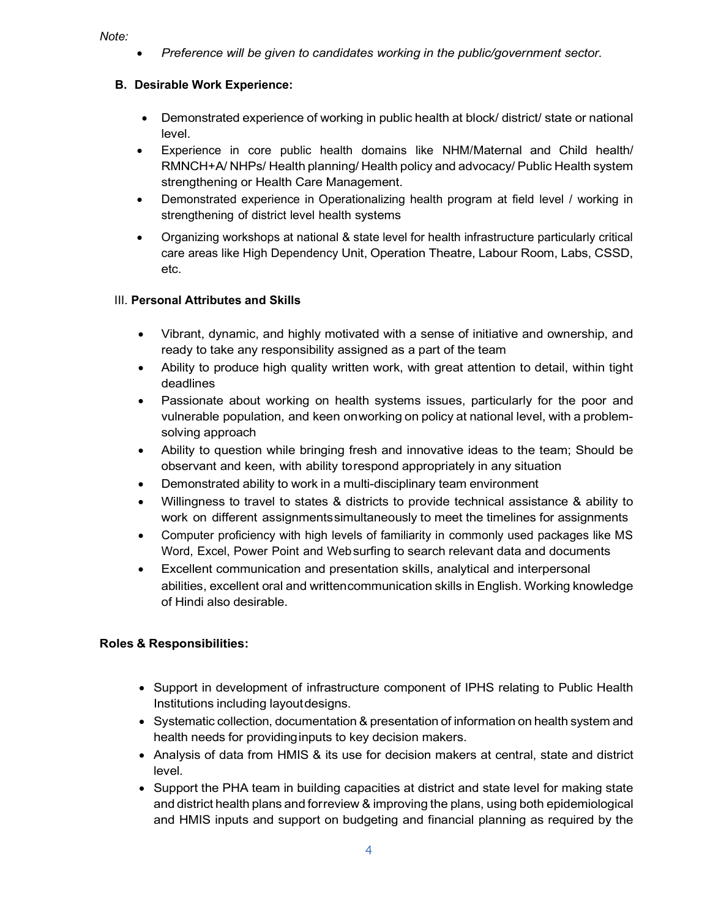*Note:*

- *Preference will be given to candidates working in the public/government sector.*

**B. Desirable Work Experience:**

- Demonstrated experience of working in public health at block/ district/ state or national level.
- Experience in core public health domains like NHM/Maternal and Child health/ RMNCH+A/ NHPs/ Health planning/ Health policy and advocacy/ Public Health system strengthening or Health Care Management.
- Demonstrated experience in Operationalizing health program at field level / working in strengthening of district level health systems
- Organizing workshops at national & state level for health infrastructure particularly critical care areas like High Dependency Unit, Operation Theatre, Labour Room, Labs, CSSD, etc.

III. **Personal Attributes and Skills**

- Vibrant, dynamic, and highly motivated with a sense of initiative and ownership, and ready to take any responsibility assigned as a part of the team
- Ability to produce high quality written work, with great attention to detail, within tight deadlines
- Passionate about working on health systems issues, particularly for the poor and vulnerable population, and keen onworking on policy at national level, with a problem-solving approach
- Ability to question while bringing fresh and innovative ideas to the team; Should be observant and keen, with ability torespond appropriately in any situation
- Demonstrated ability to work in a multi-disciplinary team environment
- Willingness to travel to states & districts to provide technical assistance & ability to work on different assignmentssimultaneously to meet the timelines for assignments
- Computer proficiency with high levels of familiarity in commonly used packages like MS Word, Excel, Power Point and Websurfing to search relevant data and documents
- Excellent communication and presentation skills, analytical and interpersonal abilities, excellent oral and writtencommunication skills in English. Working knowledge of Hindi also desirable.

**Roles & Responsibilities:**

- Support in development of infrastructure component of IPHS relating to Public Health Institutions including layoutdesigns.
- Systematic collection, documentation & presentation of information on health system and health needs for providinginputs to key decision makers.
- Analysis of data from HMIS & its use for decision makers at central, state and district level.
- Support the PHA team in building capacities at district and state level for making state and district health plans and forreview & improving the plans, using both epidemiological and HMIS inputs and support on budgeting and financial planning as required by the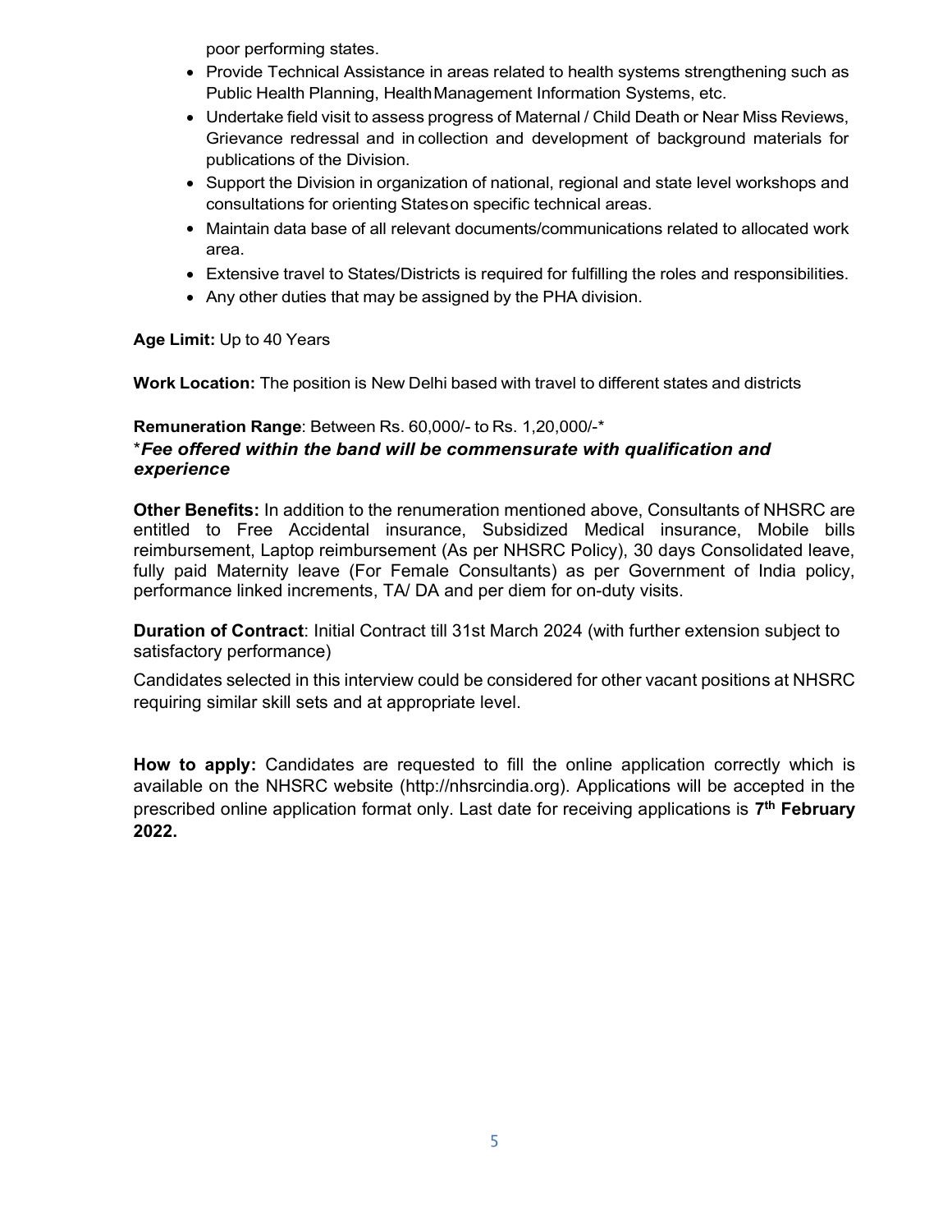poor performing states.

- Provide Technical Assistance in areas related to health systems strengthening such as Public Health Planning, Health Management Information Systems, etc.
- Undertake field visit to assess progress of Maternal / Child Death or Near Miss Reviews, Grievance redressal and in collection and development of background materials for publications of the Division.
- Support the Division in organization of national, regional and state level workshops and consultations for orienting States on specific technical areas.
- Maintain data base of all relevant documents/communications related to allocated work area.
- Extensive travel to States/Districts is required for fulfilling the roles and responsibilities.
- Any other duties that may be assigned by the PHA division.

**Age Limit:** Up to 40 Years

**Work Location:** The position is New Delhi based with travel to different states and districts

**Remuneration Range**: Between Rs. 60,000/- to Rs. 1,20,000/-*
****Fee offered within the band will be commensurate with qualification and experience***

**Other Benefits:** In addition to the renumeration mentioned above, Consultants of NHSRC are entitled to Free Accidental insurance, Subsidized Medical insurance, Mobile bills reimbursement, Laptop reimbursement (As per NHSRC Policy), 30 days Consolidated leave, fully paid Maternity leave (For Female Consultants) as per Government of India policy, performance linked increments, TA/ DA and per diem for on-duty visits.

**Duration of Contract**: Initial Contract till 31st March 2024 (with further extension subject to satisfactory performance)

Candidates selected in this interview could be considered for other vacant positions at NHSRC requiring similar skill sets and at appropriate level.

**How to apply:** Candidates are requested to fill the online application correctly which is available on the NHSRC website (http://nhsrcindia.org). Applications will be accepted in the prescribed online application format only. Last date for receiving applications is **7th February 2022.**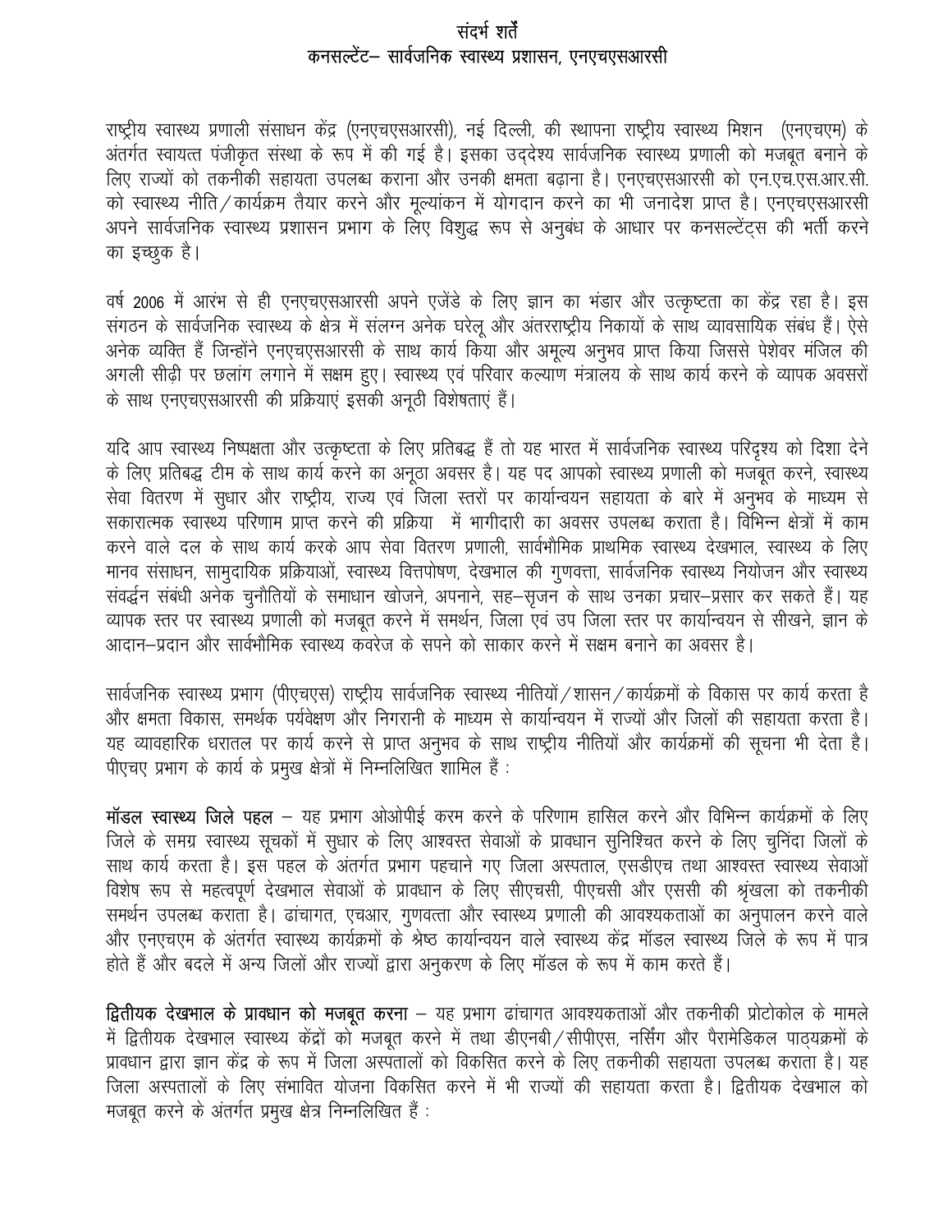# संदर्भ शर्तें
## कनसल्टेंट– सार्वजनिक स्वास्थ्य प्रशासन, एनएचएसआरसी

राष्ट्रीय स्वास्थ्य प्रणाली संसाधन केंद्र (एनएचएसआरसी), नई दिल्ली, की स्थापना राष्ट्रीय स्वास्थ्य मिशन (एनएचएम) के अंतर्गत स्वायत्त पंजीकृत संस्था के रूप में की गई है। इसका उद्देश्य सार्वजनिक स्वास्थ्य प्रणाली को मजबूत बनाने के लिए राज्यों को तकनीकी सहायता उपलब्ध कराना और उनकी क्षमता बढ़ाना है। एनएचएसआरसी को एन.एच.एस.आर.सी. को स्वास्थ्य नीति/कार्यक्रम तैयार करने और मूल्यांकन में योगदान करने का भी जनादेश प्राप्त है। एनएचएसआरसी अपने सार्वजनिक स्वास्थ्य प्रशासन प्रभाग के लिए विशुद्ध रूप से अनुबंध के आधार पर कनसल्टेंट्स की भर्ती करने का इच्छुक है।

वर्ष 2006 में आरंभ से ही एनएचएसआरसी अपने एजेंडे के लिए ज्ञान का भंडार और उत्कृष्टता का केंद्र रहा है। इस संगठन के सार्वजनिक स्वास्थ्य के क्षेत्र में संलग्न अनेक घरेलू और अंतरराष्ट्रीय निकायों के साथ व्यावसायिक संबंध हैं। ऐसे अनेक व्यक्ति हैं जिन्होंने एनएचएसआरसी के साथ कार्य किया और अमूल्य अनुभव प्राप्त किया जिससे पेशेवर मंजिल की अगली सीढ़ी पर छलांग लगाने में सक्षम हुए। स्वास्थ्य एवं परिवार कल्याण मंत्रालय के साथ कार्य करने के व्यापक अवसरों के साथ एनएचएसआरसी की प्रक्रियाएं इसकी अनूठी विशेषताएं हैं।

यदि आप स्वास्थ्य निष्पक्षता और उत्कृष्टता के लिए प्रतिबद्ध हैं तो यह भारत में सार्वजनिक स्वास्थ्य परिदृश्य को दिशा देने के लिए प्रतिबद्ध टीम के साथ कार्य करने का अनूठा अवसर है। यह पद आपको स्वास्थ्य प्रणाली को मजबूत करने, स्वास्थ्य सेवा वितरण में सुधार और राष्ट्रीय, राज्य एवं जिला स्तरों पर कार्यान्वयन सहायता के बारे में अनुभव के माध्यम से सकारात्मक स्वास्थ्य परिणाम प्राप्त करने की प्रक्रिया में भागीदारी का अवसर उपलब्ध कराता है। विभिन्न क्षेत्रों में काम करने वाले दल के साथ कार्य करके आप सेवा वितरण प्रणाली, सार्वभौमिक प्राथमिक स्वास्थ्य देखभाल, स्वास्थ्य के लिए मानव संसाधन, सामुदायिक प्रक्रियाओं, स्वास्थ्य वित्तपोषण, देखभाल की गुणवत्ता, सार्वजनिक स्वास्थ्य नियोजन और स्वास्थ्य संवर्द्धन संबंधी अनेक चुनौतियों के समाधान खोजने, अपनाने, सह–सृजन के साथ उनका प्रचार–प्रसार कर सकते हैं। यह व्यापक स्तर पर स्वास्थ्य प्रणाली को मजबूत करने में समर्थन, जिला एवं उप जिला स्तर पर कार्यान्वयन से सीखने, ज्ञान के आदान–प्रदान और सार्वभौमिक स्वास्थ्य कवरेज के सपने को साकार करने में सक्षम बनाने का अवसर है।

सार्वजनिक स्वास्थ्य प्रभाग (पीएचएस) राष्ट्रीय सार्वजनिक स्वास्थ्य नीतियों/शासन/कार्यक्रमों के विकास पर कार्य करता है और क्षमता विकास, समर्थक पर्यवेक्षण और निगरानी के माध्यम से कार्यान्वयन में राज्यों और जिलों की सहायता करता है। यह व्यावहारिक धरातल पर कार्य करने से प्राप्त अनुभव के साथ राष्ट्रीय नीतियों और कार्यक्रमों की सूचना भी देता है। पीएचए प्रभाग के कार्य के प्रमुख क्षेत्रों में निम्नलिखित शामिल हैं :

**मॉडल स्वास्थ्य जिले पहल** – यह प्रभाग ओओपीई करम करने के परिणाम हासिल करने और विभिन्न कार्यक्रमों के लिए जिले के समग्र स्वास्थ्य सूचकों में सुधार के लिए आश्वस्त सेवाओं के प्रावधान सुनिश्चित करने के लिए चुनिंदा जिलों के साथ कार्य करता है। इस पहल के अंतर्गत प्रभाग पहचाने गए जिला अस्पताल, एसडीएच तथा आश्वस्त स्वास्थ्य सेवाओं विशेष रूप से महत्वपूर्ण देखभाल सेवाओं के प्रावधान के लिए सीएचसी, पीएचसी और एससी की श्रृंखला को तकनीकी समर्थन उपलब्ध कराता है। ढांचागत, एचआर, गुणवत्ता और स्वास्थ्य प्रणाली की आवश्यकताओं का अनुपालन करने वाले और एनएचएम के अंतर्गत स्वास्थ्य कार्यक्रमों के श्रेष्ठ कार्यान्वयन वाले स्वास्थ्य केंद्र मॉडल स्वास्थ्य जिले के रूप में पात्र होते हैं और बदले में अन्य जिलों और राज्यों द्वारा अनुकरण के लिए मॉडल के रूप में काम करते हैं।

**द्वितीयक देखभाल के प्रावधान को मजबूत करना** – यह प्रभाग ढांचागत आवश्यकताओं और तकनीकी प्रोटोकोल के मामले में द्वितीयक देखभाल स्वास्थ्य केंद्रों को मजबूत करने में तथा डीएनबी/सीपीएस, नर्सिंग और पैरामेडिकल पाठ्यक्रमों के प्रावधान द्वारा ज्ञान केंद्र के रूप में जिला अस्पतालों को विकसित करने के लिए तकनीकी सहायता उपलब्ध कराता है। यह जिला अस्पतालों के लिए संभावित योजना विकसित करने में भी राज्यों की सहायता करता है। द्वितीयक देखभाल को मजबूत करने के अंतर्गत प्रमुख क्षेत्र निम्नलिखित हैं :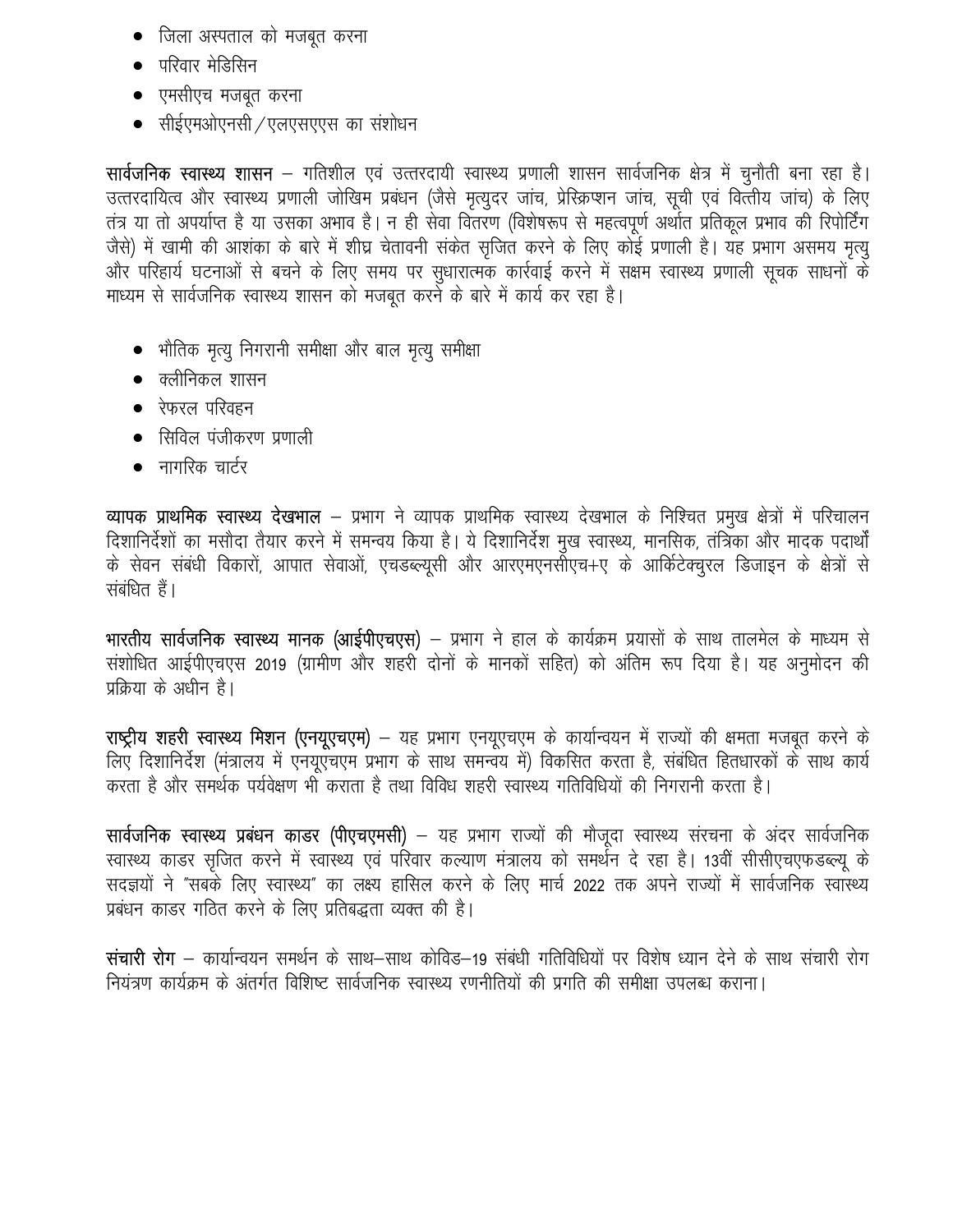- जिला अस्पताल को मजबूत करना
- परिवार मेडिसिन
- एमसीएच मजबूत करना
- सीईएमओएनसी / एलएसएएस का संशोधन

**सार्वजनिक स्वास्थ्य शासन** – गतिशील एवं उत्तरदायी स्वास्थ्य प्रणाली शासन सार्वजनिक क्षेत्र में चुनौती बना रहा है। उत्तरदायित्व और स्वास्थ्य प्रणाली जोखिम प्रबंधन (जैसे मृत्युदर जांच, प्रेस्क्रिप्शन जांच, सूची एवं वित्तीय जांच) के लिए तंत्र या तो अपर्याप्त है या उसका अभाव है। न ही सेवा वितरण (विशेषरूप से महत्वपूर्ण अर्थात प्रतिकूल प्रभाव की रिपोर्टिंग जैसे) में खामी की आशंका के बारे में शीघ्र चेतावनी संकेत सृजित करने के लिए कोई प्रणाली है। यह प्रभाग असमय मृत्यु और परिहार्य घटनाओं से बचने के लिए समय पर सुधारात्मक कार्रवाई करने में सक्षम स्वास्थ्य प्रणाली सूचक साधनों के माध्यम से सार्वजनिक स्वास्थ्य शासन को मजबूत करने के बारे में कार्य कर रहा है।

- भौतिक मृत्यु निगरानी समीक्षा और बाल मृत्यु समीक्षा
- क्लीनिकल शासन
- रेफरल परिवहन
- सिविल पंजीकरण प्रणाली
- नागरिक चार्टर

**व्यापक प्राथमिक स्वास्थ्य देखभाल** – प्रभाग ने व्यापक प्राथमिक स्वास्थ्य देखभाल के निश्चित प्रमुख क्षेत्रों में परिचालन दिशानिर्देशों का मसौदा तैयार करने में समन्वय किया है। ये दिशानिर्देश मुख स्वास्थ्य, मानसिक, तंत्रिका और मादक पदार्थों के सेवन संबंधी विकारों, आपात सेवाओं, एचडब्ल्यूसी और आरएमएनसीएच+ए के आर्किटेक्चुरल डिजाइन के क्षेत्रों से संबंधित हैं।

**भारतीय सार्वजनिक स्वास्थ्य मानक (आईपीएचएस)** – प्रभाग ने हाल के कार्यक्रम प्रयासों के साथ तालमेल के माध्यम से संशोधित आईपीएचएस 2019 (ग्रामीण और शहरी दोनों के मानकों सहित) को अंतिम रूप दिया है। यह अनुमोदन की प्रक्रिया के अधीन है।

**राष्ट्रीय शहरी स्वास्थ्य मिशन (एनयूएचएम)** – यह प्रभाग एनयूएचएम के कार्यान्वयन में राज्यों की क्षमता मजबूत करने के लिए दिशानिर्देश (मंत्रालय में एनयूएचएम प्रभाग के साथ समन्वय में) विकसित करता है, संबंधित हितधारकों के साथ कार्य करता है और समर्थक पर्यवेक्षण भी कराता है तथा विविध शहरी स्वास्थ्य गतिविधियों की निगरानी करता है।

**सार्वजनिक स्वास्थ्य प्रबंधन काडर (पीएचएमसी)** – यह प्रभाग राज्यों की मौजूदा स्वास्थ्य संरचना के अंदर सार्वजनिक स्वास्थ्य काडर सृजित करने में स्वास्थ्य एवं परिवार कल्याण मंत्रालय को समर्थन दे रहा है। 13वीं सीसीएचएफडब्ल्यू के सदज्ञयों ने "सबके लिए स्वास्थ्य" का लक्ष्य हासिल करने के लिए मार्च 2022 तक अपने राज्यों में सार्वजनिक स्वास्थ्य प्रबंधन काडर गठित करने के लिए प्रतिबद्धता व्यक्त की है।

**संचारी रोग** – कार्यान्वयन समर्थन के साथ–साथ कोविड–19 संबंधी गतिविधियों पर विशेष ध्यान देने के साथ संचारी रोग नियंत्रण कार्यक्रम के अंतर्गत विशिष्ट सार्वजनिक स्वास्थ्य रणनीतियों की प्रगति की समीक्षा उपलब्ध कराना।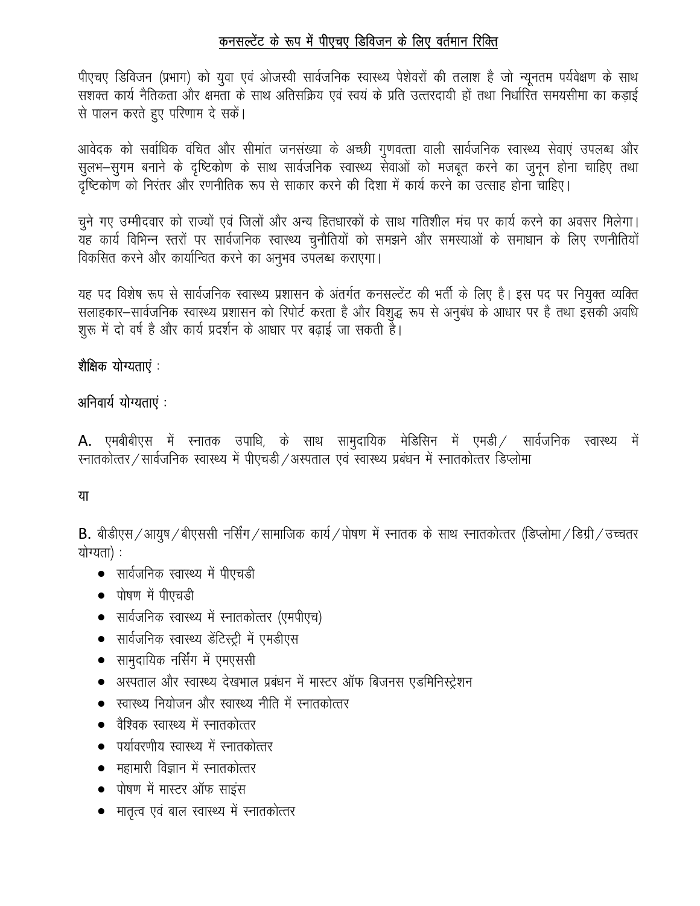## कनसल्टेंट के रूप में पीएचए डिविजन के लिए वर्तमान रिक्ति

पीएचए डिविजन (प्रभाग) को युवा एवं ओजस्वी सार्वजनिक स्वास्थ्य पेशेवरों की तलाश है जो न्यूनतम पर्यवेक्षण के साथ सशक्त कार्य नैतिकता और क्षमता के साथ अतिसक्रिय एवं स्वयं के प्रति उत्तरदायी हों तथा निर्धारित समयसीमा का कड़ाई से पालन करते हुए परिणाम दे सकें।

आवेदक को सर्वाधिक वंचित और सीमांत जनसंख्या के अच्छी गुणवत्ता वाली सार्वजनिक स्वास्थ्य सेवाएं उपलब्ध और सुलभ–सुगम बनाने के दृष्टिकोण के साथ सार्वजनिक स्वास्थ्य सेवाओं को मजबूत करने का जुनून होना चाहिए तथा दृष्टिकोण को निरंतर और रणनीतिक रूप से साकार करने की दिशा में कार्य करने का उत्साह होना चाहिए।

चुने गए उम्मीदवार को राज्यों एवं जिलों और अन्य हितधारकों के साथ गतिशील मंच पर कार्य करने का अवसर मिलेगा। यह कार्य विभिन्न स्तरों पर सार्वजनिक स्वास्थ्य चुनौतियों को समझने और समस्याओं के समाधान के लिए रणनीतियों विकसित करने और कार्यान्वित करने का अनुभव उपलब्ध कराएगा।

यह पद विशेष रूप से सार्वजनिक स्वास्थ्य प्रशासन के अंतर्गत कनसल्टेंट की भर्ती के लिए है। इस पद पर नियुक्त व्यक्ति सलाहकार–सार्वजनिक स्वास्थ्य प्रशासन को रिपोर्ट करता है और विशुद्ध रूप से अनुबंध के आधार पर है तथा इसकी अवधि शुरू में दो वर्ष है और कार्य प्रदर्शन के आधार पर बढ़ाई जा सकती है।

**शैक्षिक योग्यताएं** :

**अनिवार्य योग्यताएं** :

**A.** एमबीबीएस में स्नातक उपाधि, के साथ सामुदायिक मेडिसिन में एमडी/ सार्वजनिक स्वास्थ्य में स्नातकोत्तर/सार्वजनिक स्वास्थ्य में पीएचडी/अस्पताल एवं स्वास्थ्य प्रबंधन में स्नातकोत्तर डिप्लोमा

या

**B.** बीडीएस/आयुष/बीएससी नर्सिंग/सामाजिक कार्य/पोषण में स्नातक के साथ स्नातकोत्तर (डिप्लोमा/डिग्री/उच्चतर योग्यता) :

- सार्वजनिक स्वास्थ्य में पीएचडी
- पोषण में पीएचडी
- सार्वजनिक स्वास्थ्य में स्नातकोत्तर (एमपीएच)
- सार्वजनिक स्वास्थ्य डेंटिस्ट्री में एमडीएस
- सामुदायिक नर्सिंग में एमएससी
- अस्पताल और स्वास्थ्य देखभाल प्रबंधन में मास्टर ऑफ बिजनस एडमिनिस्ट्रेशन
- स्वास्थ्य नियोजन और स्वास्थ्य नीति में स्नातकोत्तर
- वैश्विक स्वास्थ्य में स्नातकोत्तर
- पर्यावरणीय स्वास्थ्य में स्नातकोत्तर
- महामारी विज्ञान में स्नातकोत्तर
- पोषण में मास्टर ऑफ साइंस
- मातृत्व एवं बाल स्वास्थ्य में स्नातकोत्तर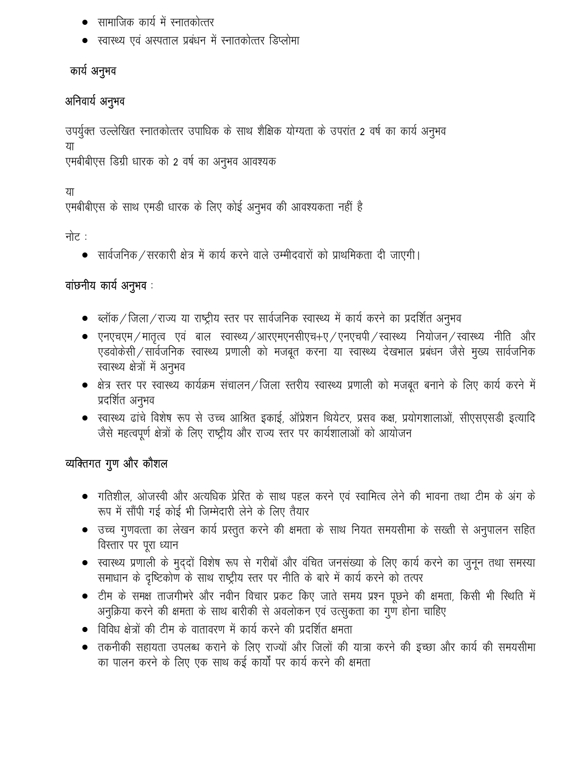- सामाजिक कार्य में स्नातकोत्तर
- स्वास्थ्य एवं अस्पताल प्रबंधन में स्नातकोत्तर डिप्लोमा

### कार्य अनुभव

### अनिवार्य अनुभव

उपर्युक्त उल्लेखित स्नातकोत्तर उपाधिक के साथ शैक्षिक योग्यता के उपरांत 2 वर्ष का कार्य अनुभव
या
एमबीबीएस डिग्री धारक को 2 वर्ष का अनुभव आवश्यक

या
एमबीबीएस के साथ एमडी धारक के लिए कोई अनुभव की आवश्यकता नहीं है

नोट :

- सार्वजनिक/सरकारी क्षेत्र में कार्य करने वाले उम्मीदवारों को प्राथमिकता दी जाएगी।

### वांछनीय कार्य अनुभव :

- ब्लॉक/जिला/राज्य या राष्ट्रीय स्तर पर सार्वजनिक स्वास्थ्य में कार्य करने का प्रदर्शित अनुभव
- एनएचएम/मातृत्व एवं बाल स्वास्थ्य/आरएमएनसीएच+ए/एनएचपी/स्वास्थ्य नियोजन/स्वास्थ्य नीति और एडवोकेसी/सार्वजनिक स्वास्थ्य प्रणाली को मजबूत करना या स्वास्थ्य देखभाल प्रबंधन जैसे मुख्य सार्वजनिक स्वास्थ्य क्षेत्रों में अनुभव
- क्षेत्र स्तर पर स्वास्थ्य कार्यक्रम संचालन/जिला स्तरीय स्वास्थ्य प्रणाली को मजबूत बनाने के लिए कार्य करने में प्रदर्शित अनुभव
- स्वास्थ्य ढांचे विशेष रूप से उच्च आश्रित इकाई, ऑप्रेशन थियेटर, प्रसव कक्ष, प्रयोगशालाओं, सीएसएसडी इत्यादि जैसे महत्वपूर्ण क्षेत्रों के लिए राष्ट्रीय और राज्य स्तर पर कार्यशालाओं को आयोजन

### व्यक्तिगत गुण और कौशल

- गतिशील, ओजस्वी और अत्यधिक प्रेरित के साथ पहल करने एवं स्वामित्व लेने की भावना तथा टीम के अंग के रूप में सौंपी गई कोई भी जिम्मेदारी लेने के लिए तैयार
- उच्च गुणवत्ता का लेखन कार्य प्रस्तुत करने की क्षमता के साथ नियत समयसीमा के सख्ती से अनुपालन सहित विस्तार पर पूरा ध्यान
- स्वास्थ्य प्रणाली के मुद्दों विशेष रूप से गरीबों और वंचित जनसंख्या के लिए कार्य करने का जुनून तथा समस्या समाधान के दृष्टिकोण के साथ राष्ट्रीय स्तर पर नीति के बारे में कार्य करने को तत्पर
- टीम के समक्ष ताजगीभरे और नवीन विचार प्रकट किए जाते समय प्रश्न पूछने की क्षमता, किसी भी स्थिति में अनुक्रिया करने की क्षमता के साथ बारीकी से अवलोकन एवं उत्सुकता का गुण होना चाहिए
- विविध क्षेत्रों की टीम के वातावरण में कार्य करने की प्रदर्शित क्षमता
- तकनीकी सहायता उपलब्ध कराने के लिए राज्यों और जिलों की यात्रा करने की इच्छा और कार्य की समयसीमा का पालन करने के लिए एक साथ कई कार्यों पर कार्य करने की क्षमता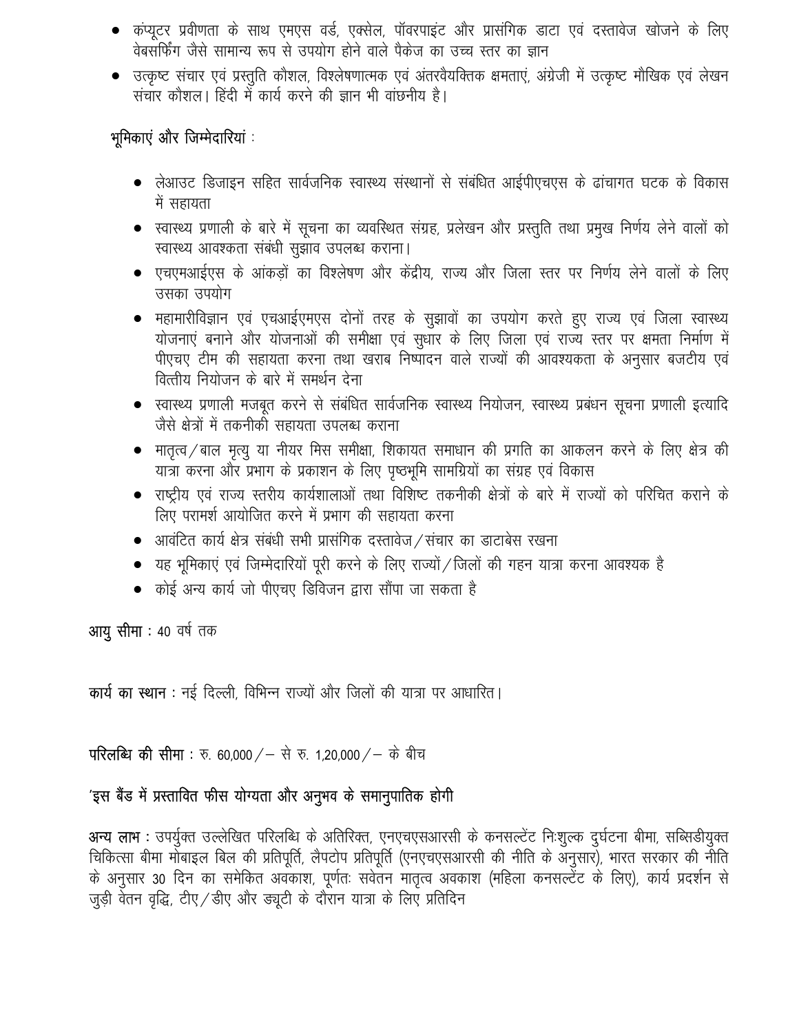- कंप्यूटर प्रवीणता के साथ एमएस वर्ड, एक्सेल, पॉवरपाइंट और प्रासंगिक डाटा एवं दस्तावेज खोजने के लिए वेबसर्फिंग जैसे सामान्य रूप से उपयोग होने वाले पैकेज का उच्च स्तर का ज्ञान
- उत्कृष्ट संचार एवं प्रस्तुति कौशल, विश्लेषणात्मक एवं अंतरवैयक्तिक क्षमताएं, अंग्रेजी में उत्कृष्ट मौखिक एवं लेखन संचार कौशल। हिंदी में कार्य करने की ज्ञान भी वांछनीय है।

**भूमिकाएं और जिम्मेदारियां :**

- लेआउट डिजाइन सहित सार्वजनिक स्वास्थ्य संस्थानों से संबंधित आईपीएचएस के ढांचागत घटक के विकास में सहायता
- स्वास्थ्य प्रणाली के बारे में सूचना का व्यवस्थित संग्रह, प्रलेखन और प्रस्तुति तथा प्रमुख निर्णय लेने वालों को स्वास्थ्य आवश्यकता संबंधी सुझाव उपलब्ध कराना।
- एचएमआईएस के आंकड़ों का विश्लेषण और केंद्रीय, राज्य और जिला स्तर पर निर्णय लेने वालों के लिए उसका उपयोग
- महामारीविज्ञान एवं एचआईएमएस दोनों तरह के सुझावों का उपयोग करते हुए राज्य एवं जिला स्वास्थ्य योजनाएं बनाने और योजनाओं की समीक्षा एवं सुधार के लिए जिला एवं राज्य स्तर पर क्षमता निर्माण में पीएचए टीम की सहायता करना तथा खराब निष्पादन वाले राज्यों की आवश्यकता के अनुसार बजटीय एवं वित्तीय नियोजन के बारे में समर्थन देना
- स्वास्थ्य प्रणाली मजबूत करने से संबंधित सार्वजनिक स्वास्थ्य नियोजन, स्वास्थ्य प्रबंधन सूचना प्रणाली इत्यादि जैसे क्षेत्रों में तकनीकी सहायता उपलब्ध कराना
- मातृत्व/बाल मृत्यु या नीयर मिस समीक्षा, शिकायत समाधान की प्रगति का आकलन करने के लिए क्षेत्र की यात्रा करना और प्रभाग के प्रकाशन के लिए पृष्ठभूमि सामग्रियों का संग्रह एवं विकास
- राष्ट्रीय एवं राज्य स्तरीय कार्यशालाओं तथा विशिष्ट तकनीकी क्षेत्रों के बारे में राज्यों को परिचित कराने के लिए परामर्श आयोजित करने में प्रभाग की सहायता करना
- आवंटित कार्य क्षेत्र संबंधी सभी प्रासंगिक दस्तावेज/संचार का डाटाबेस रखना
- यह भूमिकाएं एवं जिम्मेदारियों पूरी करने के लिए राज्यों/जिलों की गहन यात्रा करना आवश्यक है
- कोई अन्य कार्य जो पीएचए डिविजन द्वारा सौंपा जा सकता है

**आयु सीमा :** 40 वर्ष तक

**कार्य का स्थान :** नई दिल्ली, विभिन्न राज्यों और जिलों की यात्रा पर आधारित।

**परिलब्धि की सीमा :** रु. 60,000/– से रु. 1,20,000/– के बीच

**'इस बैंड में प्रस्तावित फीस योग्यता और अनुभव के समानुपातिक होगी**

**अन्य लाभ :** उपर्युक्त उल्लेखित परिलब्धि के अतिरिक्त, एनएचएसआरसी के कनसल्टेंट निःशुल्क दुर्घटना बीमा, सब्सिडीयुक्त चिकित्सा बीमा मोबाइल बिल की प्रतिपूर्ति, लैपटोप प्रतिपूर्ति (एनएचएसआरसी की नीति के अनुसार), भारत सरकार की नीति के अनुसार 30 दिन का समेकित अवकाश, पूर्णतः सवेतन मातृत्व अवकाश (महिला कनसल्टेंट के लिए), कार्य प्रदर्शन से जुड़ी वेतन वृद्धि, टीए/डीए और ड्यूटी के दौरान यात्रा के लिए प्रतिदिन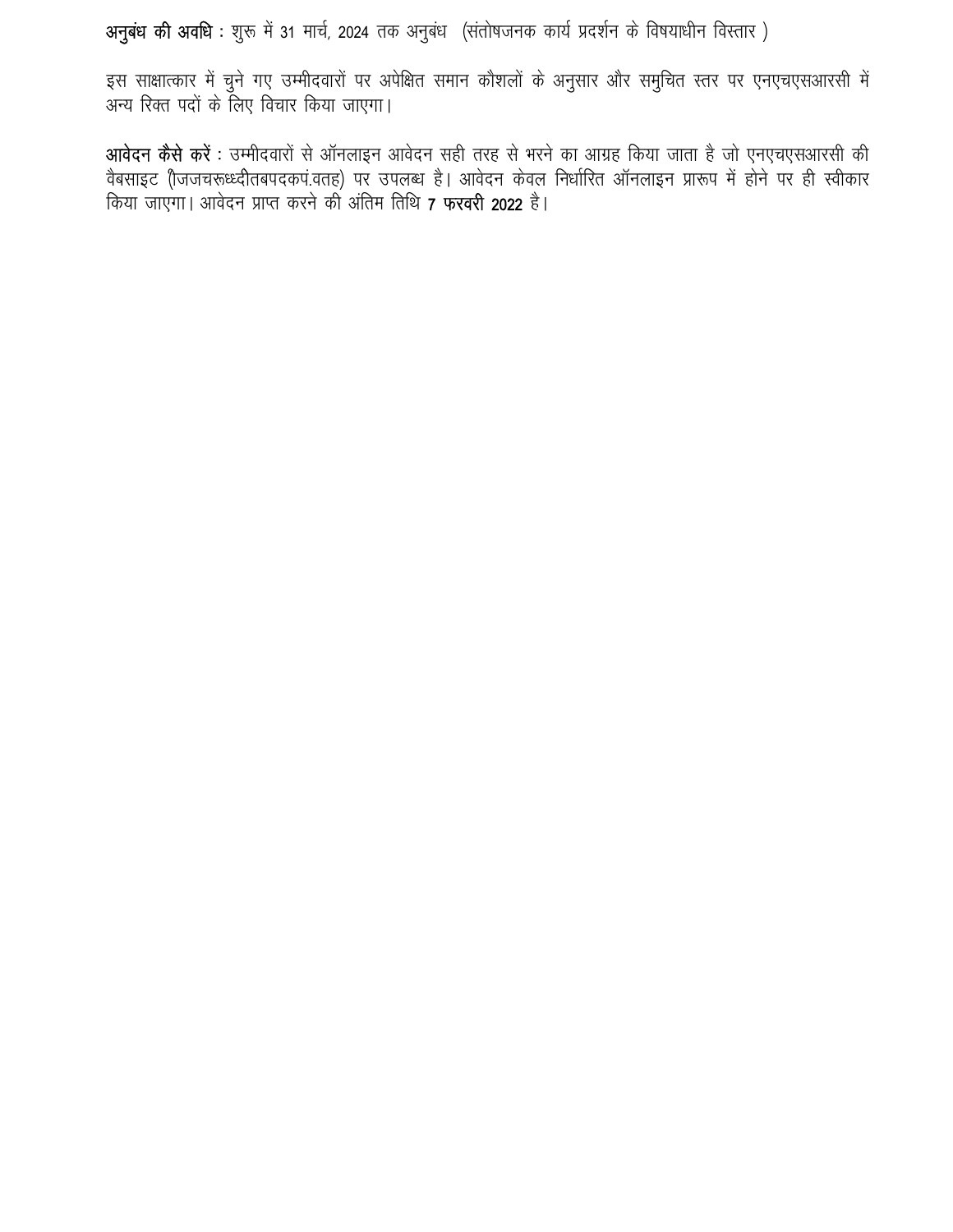**अनुबंध की अवधि** : शुरू में 31 मार्च, 2024 तक अनुबंध (संतोषजनक कार्य प्रदर्शन के विषयाधीन विस्तार )

इस साक्षात्कार में चुने गए उम्मीदवारों पर अपेक्षित समान कौशलों के अनुसार और समुचित स्तर पर एनएचएसआरसी में अन्य रिक्त पदों के लिए विचार किया जाएगा।

**आवेदन कैसे करें** : उम्मीदवारों से ऑनलाइन आवेदन सही तरह से भरने का आग्रह किया जाता है जो एनएचएसआरसी की वैबसाइट (ीजजचरूध्ध्दीतबपदकपं.वतह) पर उपलब्ध है। आवेदन केवल निर्धारित ऑनलाइन प्रारूप में होने पर ही स्वीकार किया जाएगा। आवेदन प्राप्त करने की अंतिम तिथि **7 फरवरी 2022** है।